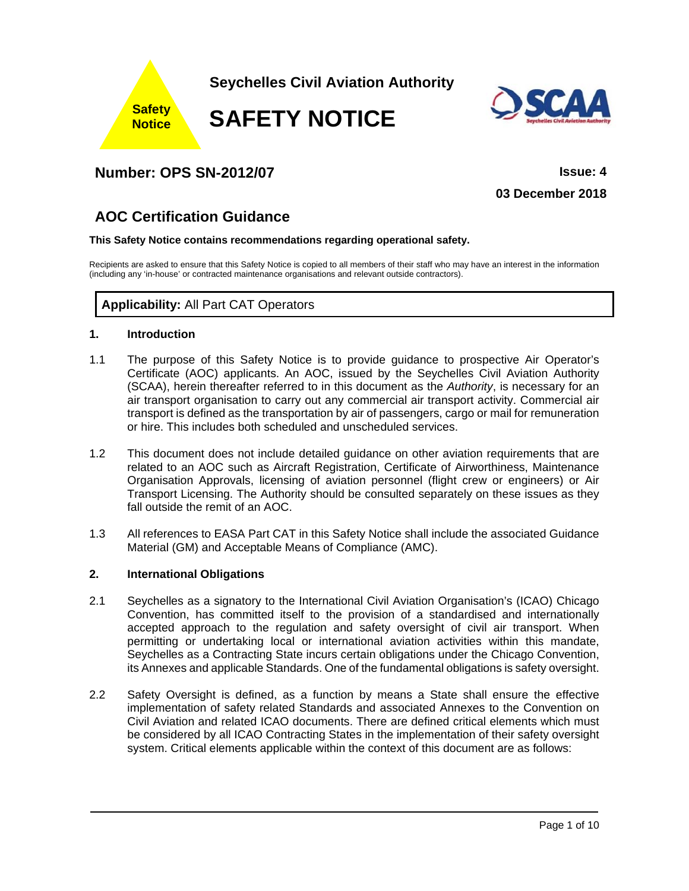Safety Notice

**Seychelles Civil Aviation Authority**

# SAFETY NOTICE

SCAA
Seychelles Civil Aviation Authority

## Number: OPS SN-2012/07

**Issue: 4**

**03 December 2018**

## AOC Certification Guidance

**This Safety Notice contains recommendations regarding operational safety.**

Recipients are asked to ensure that this Safety Notice is copied to all members of their staff who may have an interest in the information (including any 'in-house' or contracted maintenance organisations and relevant outside contractors).

**Applicability:** All Part CAT Operators

### 1. Introduction

1.1 The purpose of this Safety Notice is to provide guidance to prospective Air Operator's Certificate (AOC) applicants. An AOC, issued by the Seychelles Civil Aviation Authority (SCAA), herein thereafter referred to in this document as the *Authority*, is necessary for an air transport organisation to carry out any commercial air transport activity. Commercial air transport is defined as the transportation by air of passengers, cargo or mail for remuneration or hire. This includes both scheduled and unscheduled services.

1.2 This document does not include detailed guidance on other aviation requirements that are related to an AOC such as Aircraft Registration, Certificate of Airworthiness, Maintenance Organisation Approvals, licensing of aviation personnel (flight crew or engineers) or Air Transport Licensing. The Authority should be consulted separately on these issues as they fall outside the remit of an AOC.

1.3 All references to EASA Part CAT in this Safety Notice shall include the associated Guidance Material (GM) and Acceptable Means of Compliance (AMC).

### 2. International Obligations

2.1 Seychelles as a signatory to the International Civil Aviation Organisation's (ICAO) Chicago Convention, has committed itself to the provision of a standardised and internationally accepted approach to the regulation and safety oversight of civil air transport. When permitting or undertaking local or international aviation activities within this mandate, Seychelles as a Contracting State incurs certain obligations under the Chicago Convention, its Annexes and applicable Standards. One of the fundamental obligations is safety oversight.

2.2 Safety Oversight is defined, as a function by means a State shall ensure the effective implementation of safety related Standards and associated Annexes to the Convention on Civil Aviation and related ICAO documents. There are defined critical elements which must be considered by all ICAO Contracting States in the implementation of their safety oversight system. Critical elements applicable within the context of this document are as follows: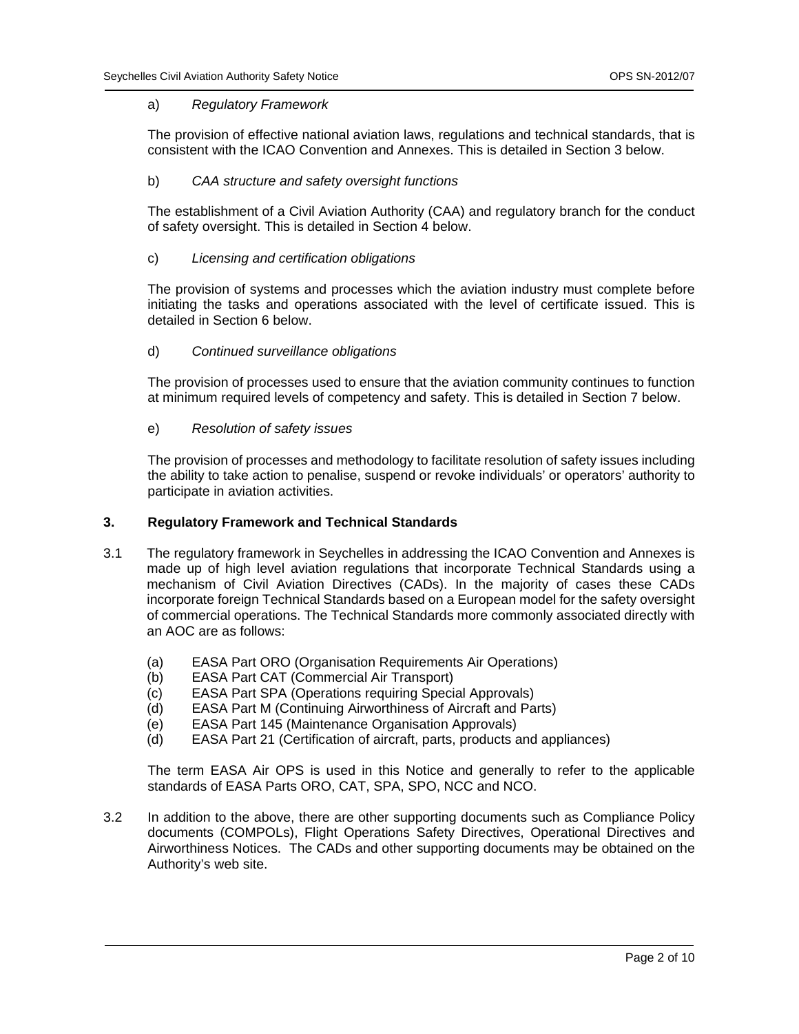a) *Regulatory Framework*

The provision of effective national aviation laws, regulations and technical standards, that is consistent with the ICAO Convention and Annexes. This is detailed in Section 3 below.

b) *CAA structure and safety oversight functions*

The establishment of a Civil Aviation Authority (CAA) and regulatory branch for the conduct of safety oversight. This is detailed in Section 4 below.

c) *Licensing and certification obligations*

The provision of systems and processes which the aviation industry must complete before initiating the tasks and operations associated with the level of certificate issued. This is detailed in Section 6 below.

d) *Continued surveillance obligations*

The provision of processes used to ensure that the aviation community continues to function at minimum required levels of competency and safety. This is detailed in Section 7 below.

e) *Resolution of safety issues*

The provision of processes and methodology to facilitate resolution of safety issues including the ability to take action to penalise, suspend or revoke individuals' or operators' authority to participate in aviation activities.

## 3. Regulatory Framework and Technical Standards

3.1 The regulatory framework in Seychelles in addressing the ICAO Convention and Annexes is made up of high level aviation regulations that incorporate Technical Standards using a mechanism of Civil Aviation Directives (CADs). In the majority of cases these CADs incorporate foreign Technical Standards based on a European model for the safety oversight of commercial operations. The Technical Standards more commonly associated directly with an AOC are as follows:

(a) EASA Part ORO (Organisation Requirements Air Operations)
(b) EASA Part CAT (Commercial Air Transport)
(c) EASA Part SPA (Operations requiring Special Approvals)
(d) EASA Part M (Continuing Airworthiness of Aircraft and Parts)
(e) EASA Part 145 (Maintenance Organisation Approvals)
(d) EASA Part 21 (Certification of aircraft, parts, products and appliances)

The term EASA Air OPS is used in this Notice and generally to refer to the applicable standards of EASA Parts ORO, CAT, SPA, SPO, NCC and NCO.

3.2 In addition to the above, there are other supporting documents such as Compliance Policy documents (COMPOLs), Flight Operations Safety Directives, Operational Directives and Airworthiness Notices. The CADs and other supporting documents may be obtained on the Authority's web site.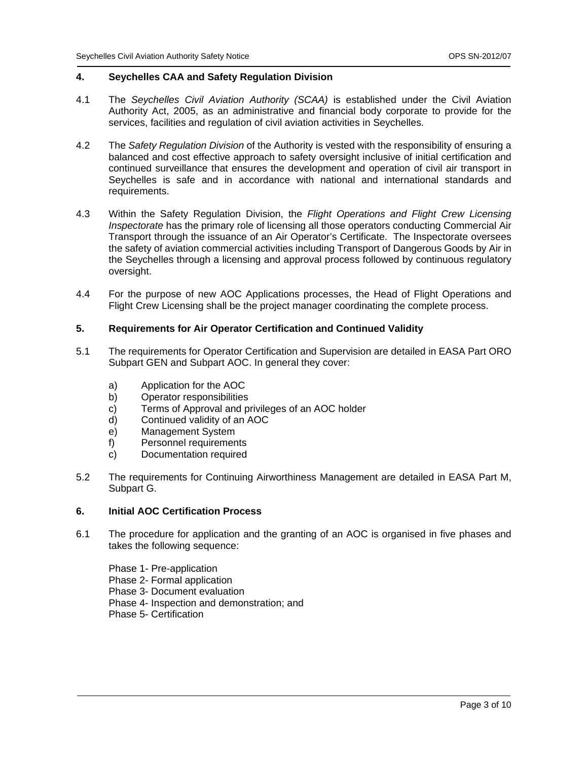## 4. Seychelles CAA and Safety Regulation Division

4.1 The *Seychelles Civil Aviation Authority (SCAA)* is established under the Civil Aviation Authority Act, 2005, as an administrative and financial body corporate to provide for the services, facilities and regulation of civil aviation activities in Seychelles.

4.2 The *Safety Regulation Division* of the Authority is vested with the responsibility of ensuring a balanced and cost effective approach to safety oversight inclusive of initial certification and continued surveillance that ensures the development and operation of civil air transport in Seychelles is safe and in accordance with national and international standards and requirements.

4.3 Within the Safety Regulation Division, the *Flight Operations and Flight Crew Licensing Inspectorate* has the primary role of licensing all those operators conducting Commercial Air Transport through the issuance of an Air Operator's Certificate. The Inspectorate oversees the safety of aviation commercial activities including Transport of Dangerous Goods by Air in the Seychelles through a licensing and approval process followed by continuous regulatory oversight.

4.4 For the purpose of new AOC Applications processes, the Head of Flight Operations and Flight Crew Licensing shall be the project manager coordinating the complete process.

## 5. Requirements for Air Operator Certification and Continued Validity

5.1 The requirements for Operator Certification and Supervision are detailed in EASA Part ORO Subpart GEN and Subpart AOC. In general they cover:

a) Application for the AOC
b) Operator responsibilities
c) Terms of Approval and privileges of an AOC holder
d) Continued validity of an AOC
e) Management System
f) Personnel requirements
c) Documentation required

5.2 The requirements for Continuing Airworthiness Management are detailed in EASA Part M, Subpart G.

## 6. Initial AOC Certification Process

6.1 The procedure for application and the granting of an AOC is organised in five phases and takes the following sequence:

Phase 1- Pre-application
Phase 2- Formal application
Phase 3- Document evaluation
Phase 4- Inspection and demonstration; and
Phase 5- Certification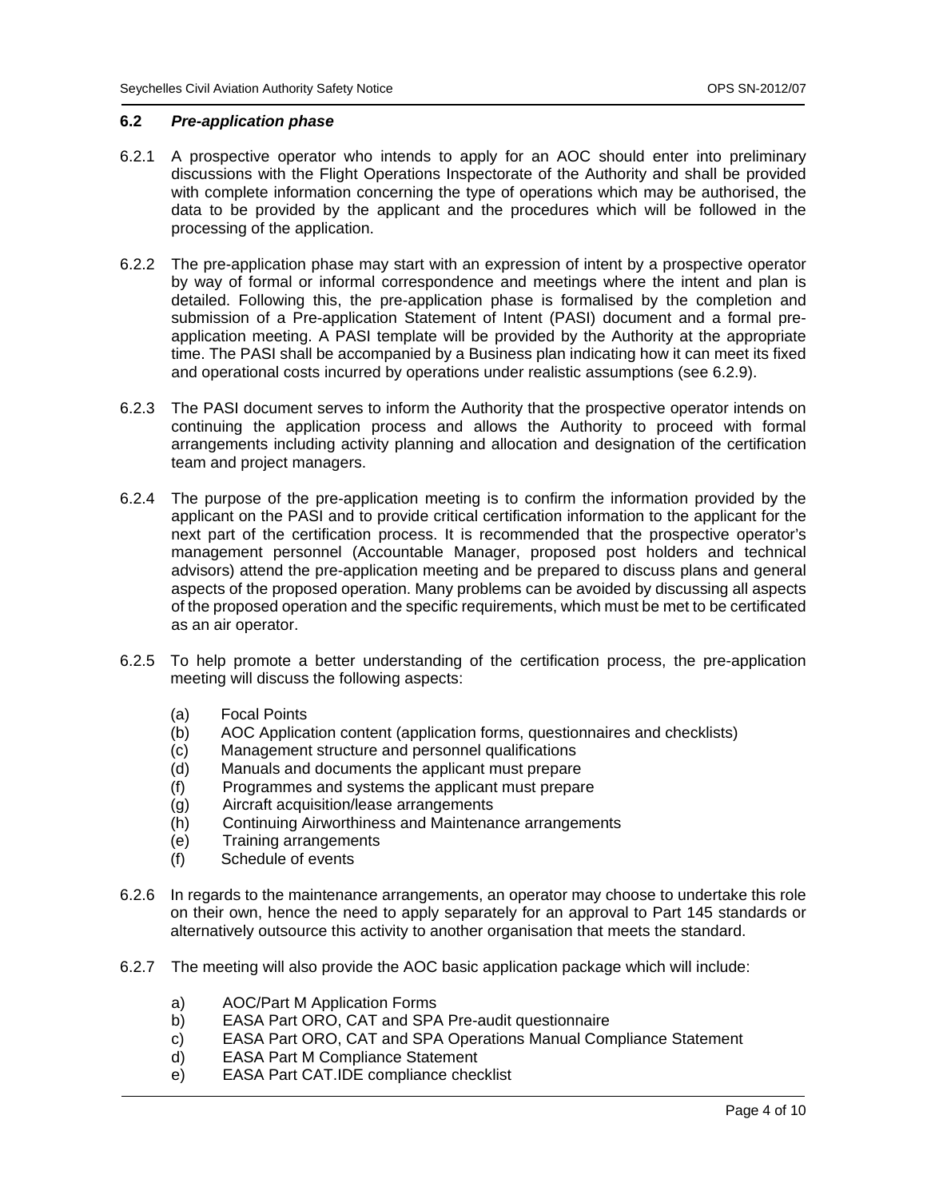### 6.2 *Pre-application phase*

6.2.1 A prospective operator who intends to apply for an AOC should enter into preliminary discussions with the Flight Operations Inspectorate of the Authority and shall be provided with complete information concerning the type of operations which may be authorised, the data to be provided by the applicant and the procedures which will be followed in the processing of the application.

6.2.2 The pre-application phase may start with an expression of intent by a prospective operator by way of formal or informal correspondence and meetings where the intent and plan is detailed. Following this, the pre-application phase is formalised by the completion and submission of a Pre-application Statement of Intent (PASI) document and a formal pre-application meeting. A PASI template will be provided by the Authority at the appropriate time. The PASI shall be accompanied by a Business plan indicating how it can meet its fixed and operational costs incurred by operations under realistic assumptions (see 6.2.9).

6.2.3 The PASI document serves to inform the Authority that the prospective operator intends on continuing the application process and allows the Authority to proceed with formal arrangements including activity planning and allocation and designation of the certification team and project managers.

6.2.4 The purpose of the pre-application meeting is to confirm the information provided by the applicant on the PASI and to provide critical certification information to the applicant for the next part of the certification process. It is recommended that the prospective operator's management personnel (Accountable Manager, proposed post holders and technical advisors) attend the pre-application meeting and be prepared to discuss plans and general aspects of the proposed operation. Many problems can be avoided by discussing all aspects of the proposed operation and the specific requirements, which must be met to be certificated as an air operator.

6.2.5 To help promote a better understanding of the certification process, the pre-application meeting will discuss the following aspects:

- (a) Focal Points
- (b) AOC Application content (application forms, questionnaires and checklists)
- (c) Management structure and personnel qualifications
- (d) Manuals and documents the applicant must prepare
- (f) Programmes and systems the applicant must prepare
- (g) Aircraft acquisition/lease arrangements
- (h) Continuing Airworthiness and Maintenance arrangements
- (e) Training arrangements
- (f) Schedule of events

6.2.6 In regards to the maintenance arrangements, an operator may choose to undertake this role on their own, hence the need to apply separately for an approval to Part 145 standards or alternatively outsource this activity to another organisation that meets the standard.

6.2.7 The meeting will also provide the AOC basic application package which will include:

- a) AOC/Part M Application Forms
- b) EASA Part ORO, CAT and SPA Pre-audit questionnaire
- c) EASA Part ORO, CAT and SPA Operations Manual Compliance Statement
- d) EASA Part M Compliance Statement
- e) EASA Part CAT.IDE compliance checklist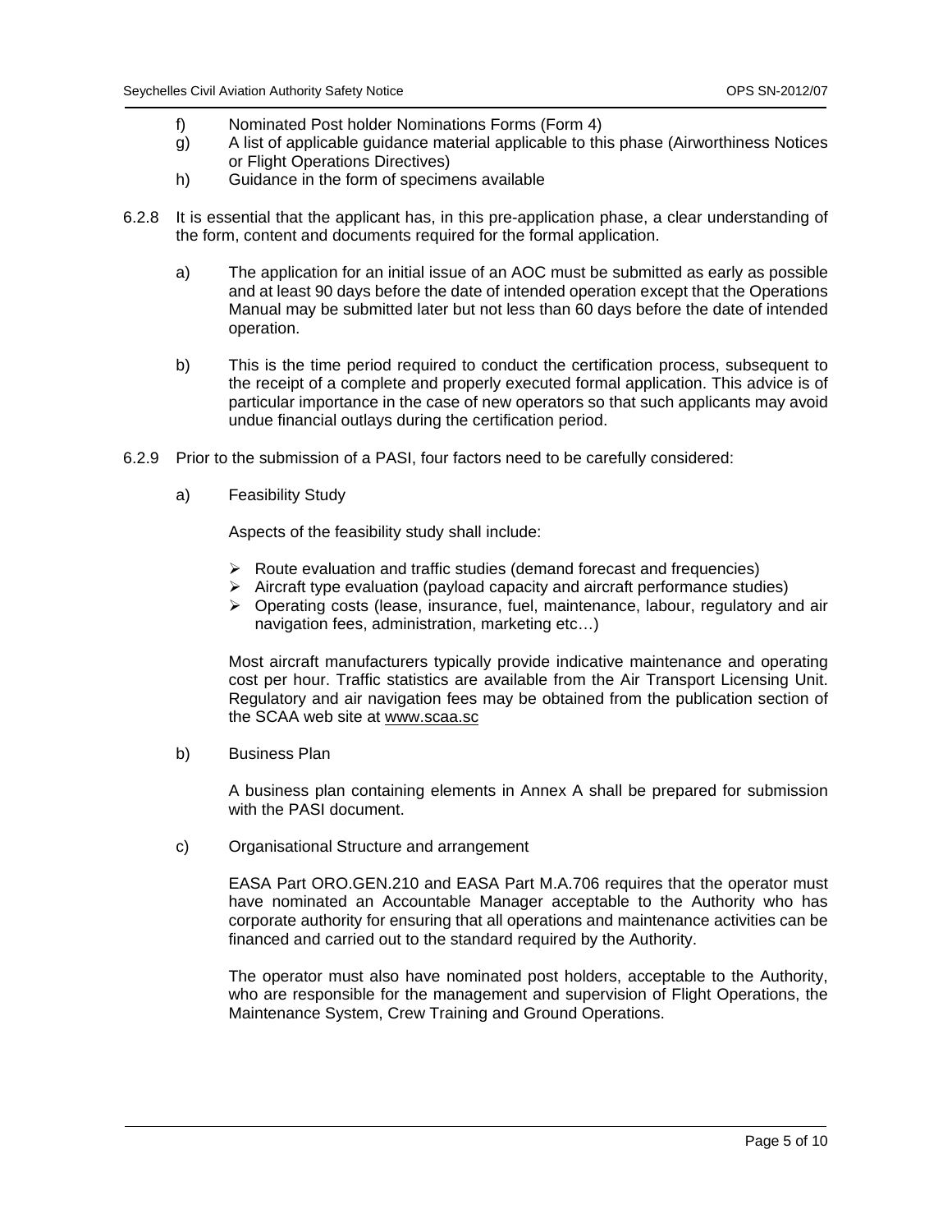f) Nominated Post holder Nominations Forms (Form 4)

g) A list of applicable guidance material applicable to this phase (Airworthiness Notices or Flight Operations Directives)

h) Guidance in the form of specimens available

6.2.8 It is essential that the applicant has, in this pre-application phase, a clear understanding of the form, content and documents required for the formal application.

a) The application for an initial issue of an AOC must be submitted as early as possible and at least 90 days before the date of intended operation except that the Operations Manual may be submitted later but not less than 60 days before the date of intended operation.

b) This is the time period required to conduct the certification process, subsequent to the receipt of a complete and properly executed formal application. This advice is of particular importance in the case of new operators so that such applicants may avoid undue financial outlays during the certification period.

6.2.9 Prior to the submission of a PASI, four factors need to be carefully considered:

a) Feasibility Study

Aspects of the feasibility study shall include:

- Route evaluation and traffic studies (demand forecast and frequencies)
- Aircraft type evaluation (payload capacity and aircraft performance studies)
- Operating costs (lease, insurance, fuel, maintenance, labour, regulatory and air navigation fees, administration, marketing etc…)

Most aircraft manufacturers typically provide indicative maintenance and operating cost per hour. Traffic statistics are available from the Air Transport Licensing Unit. Regulatory and air navigation fees may be obtained from the publication section of the SCAA web site at www.scaa.sc

b) Business Plan

A business plan containing elements in Annex A shall be prepared for submission with the PASI document.

c) Organisational Structure and arrangement

EASA Part ORO.GEN.210 and EASA Part M.A.706 requires that the operator must have nominated an Accountable Manager acceptable to the Authority who has corporate authority for ensuring that all operations and maintenance activities can be financed and carried out to the standard required by the Authority.

The operator must also have nominated post holders, acceptable to the Authority, who are responsible for the management and supervision of Flight Operations, the Maintenance System, Crew Training and Ground Operations.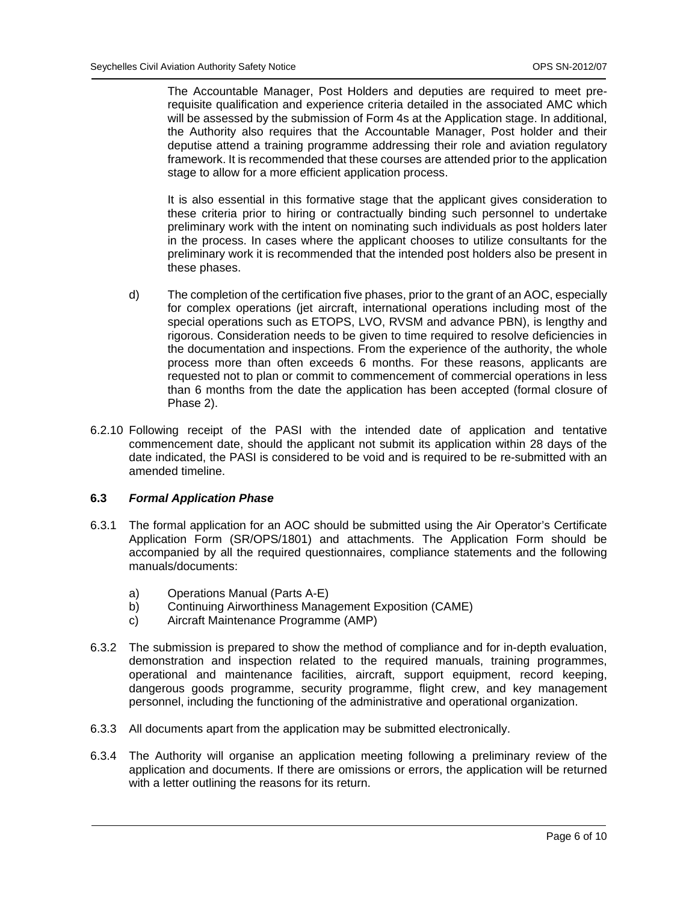The Accountable Manager, Post Holders and deputies are required to meet pre-requisite qualification and experience criteria detailed in the associated AMC which will be assessed by the submission of Form 4s at the Application stage. In additional, the Authority also requires that the Accountable Manager, Post holder and their deputise attend a training programme addressing their role and aviation regulatory framework. It is recommended that these courses are attended prior to the application stage to allow for a more efficient application process.

It is also essential in this formative stage that the applicant gives consideration to these criteria prior to hiring or contractually binding such personnel to undertake preliminary work with the intent on nominating such individuals as post holders later in the process. In cases where the applicant chooses to utilize consultants for the preliminary work it is recommended that the intended post holders also be present in these phases.

d) The completion of the certification five phases, prior to the grant of an AOC, especially for complex operations (jet aircraft, international operations including most of the special operations such as ETOPS, LVO, RVSM and advance PBN), is lengthy and rigorous. Consideration needs to be given to time required to resolve deficiencies in the documentation and inspections. From the experience of the authority, the whole process more than often exceeds 6 months. For these reasons, applicants are requested not to plan or commit to commencement of commercial operations in less than 6 months from the date the application has been accepted (formal closure of Phase 2).

6.2.10 Following receipt of the PASI with the intended date of application and tentative commencement date, should the applicant not submit its application within 28 days of the date indicated, the PASI is considered to be void and is required to be re-submitted with an amended timeline.

### 6.3 *Formal Application Phase*

6.3.1 The formal application for an AOC should be submitted using the Air Operator's Certificate Application Form (SR/OPS/1801) and attachments. The Application Form should be accompanied by all the required questionnaires, compliance statements and the following manuals/documents:

a) Operations Manual (Parts A-E)
b) Continuing Airworthiness Management Exposition (CAME)
c) Aircraft Maintenance Programme (AMP)

6.3.2 The submission is prepared to show the method of compliance and for in-depth evaluation, demonstration and inspection related to the required manuals, training programmes, operational and maintenance facilities, aircraft, support equipment, record keeping, dangerous goods programme, security programme, flight crew, and key management personnel, including the functioning of the administrative and operational organization.

6.3.3 All documents apart from the application may be submitted electronically.

6.3.4 The Authority will organise an application meeting following a preliminary review of the application and documents. If there are omissions or errors, the application will be returned with a letter outlining the reasons for its return.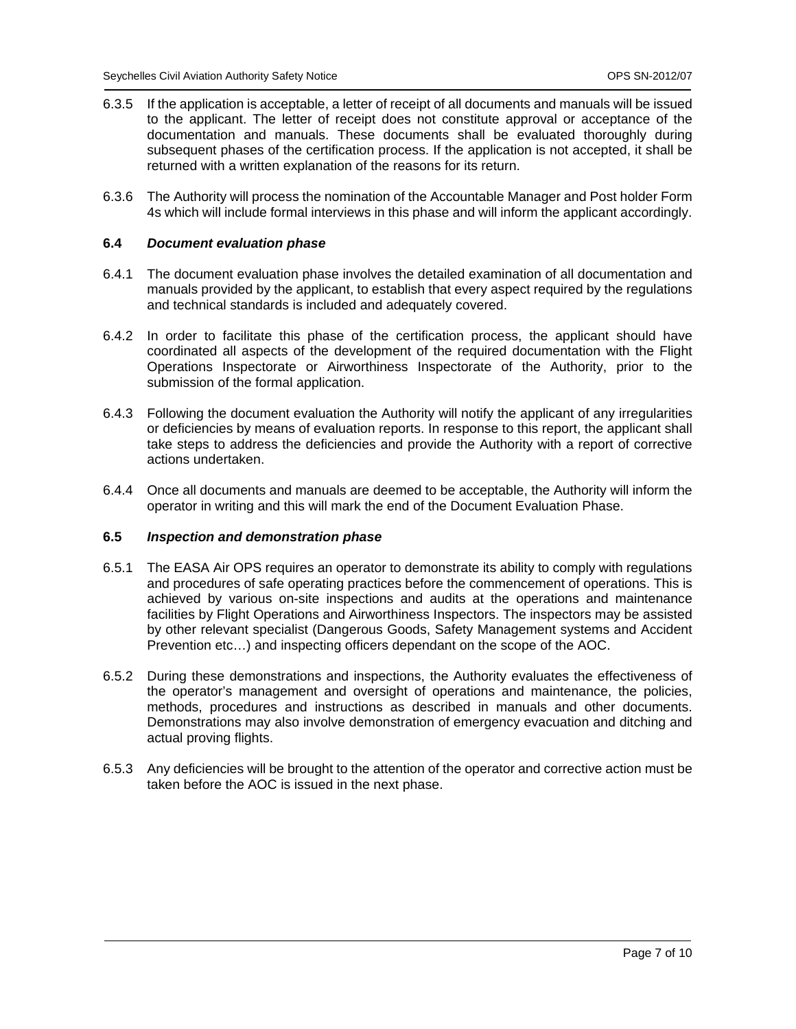6.3.5 If the application is acceptable, a letter of receipt of all documents and manuals will be issued to the applicant. The letter of receipt does not constitute approval or acceptance of the documentation and manuals. These documents shall be evaluated thoroughly during subsequent phases of the certification process. If the application is not accepted, it shall be returned with a written explanation of the reasons for its return.

6.3.6 The Authority will process the nomination of the Accountable Manager and Post holder Form 4s which will include formal interviews in this phase and will inform the applicant accordingly.

### 6.4 *Document evaluation phase*

6.4.1 The document evaluation phase involves the detailed examination of all documentation and manuals provided by the applicant, to establish that every aspect required by the regulations and technical standards is included and adequately covered.

6.4.2 In order to facilitate this phase of the certification process, the applicant should have coordinated all aspects of the development of the required documentation with the Flight Operations Inspectorate or Airworthiness Inspectorate of the Authority, prior to the submission of the formal application.

6.4.3 Following the document evaluation the Authority will notify the applicant of any irregularities or deficiencies by means of evaluation reports. In response to this report, the applicant shall take steps to address the deficiencies and provide the Authority with a report of corrective actions undertaken.

6.4.4 Once all documents and manuals are deemed to be acceptable, the Authority will inform the operator in writing and this will mark the end of the Document Evaluation Phase.

### 6.5 *Inspection and demonstration phase*

6.5.1 The EASA Air OPS requires an operator to demonstrate its ability to comply with regulations and procedures of safe operating practices before the commencement of operations. This is achieved by various on-site inspections and audits at the operations and maintenance facilities by Flight Operations and Airworthiness Inspectors. The inspectors may be assisted by other relevant specialist (Dangerous Goods, Safety Management systems and Accident Prevention etc…) and inspecting officers dependant on the scope of the AOC.

6.5.2 During these demonstrations and inspections, the Authority evaluates the effectiveness of the operator's management and oversight of operations and maintenance, the policies, methods, procedures and instructions as described in manuals and other documents. Demonstrations may also involve demonstration of emergency evacuation and ditching and actual proving flights.

6.5.3 Any deficiencies will be brought to the attention of the operator and corrective action must be taken before the AOC is issued in the next phase.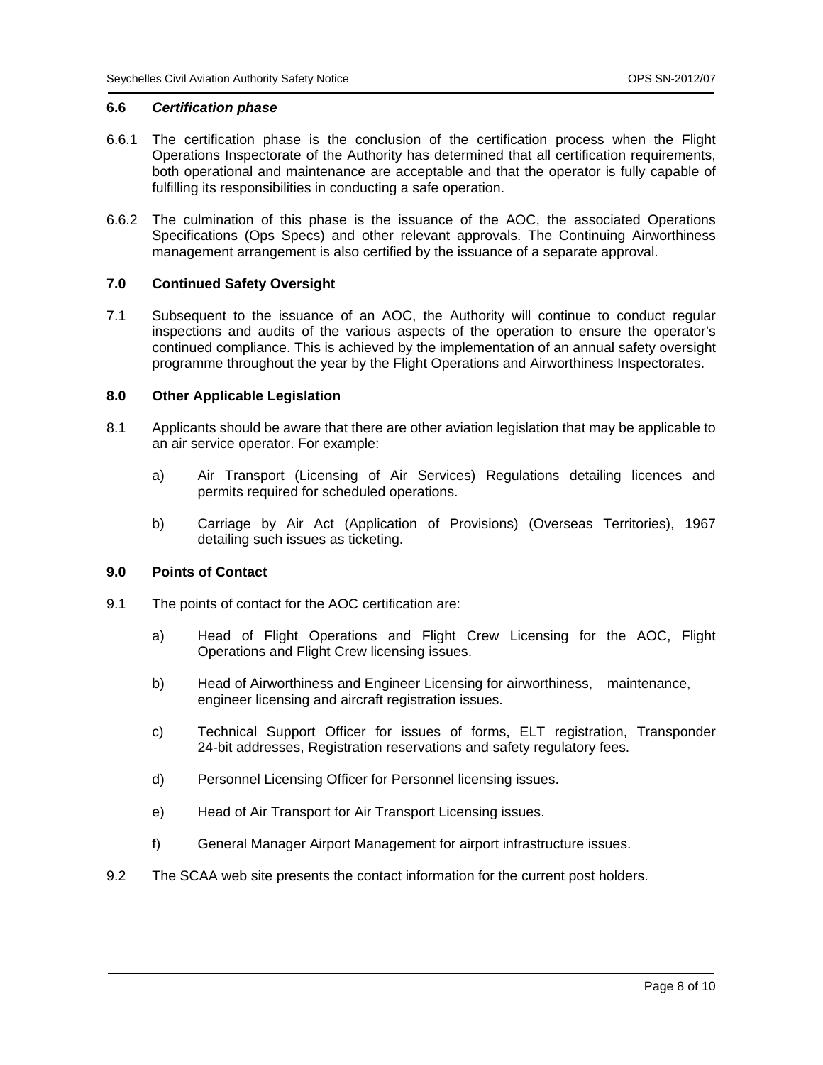### 6.6 *Certification phase*

6.6.1 The certification phase is the conclusion of the certification process when the Flight Operations Inspectorate of the Authority has determined that all certification requirements, both operational and maintenance are acceptable and that the operator is fully capable of fulfilling its responsibilities in conducting a safe operation.

6.6.2 The culmination of this phase is the issuance of the AOC, the associated Operations Specifications (Ops Specs) and other relevant approvals. The Continuing Airworthiness management arrangement is also certified by the issuance of a separate approval.

## 7.0 Continued Safety Oversight

7.1 Subsequent to the issuance of an AOC, the Authority will continue to conduct regular inspections and audits of the various aspects of the operation to ensure the operator's continued compliance. This is achieved by the implementation of an annual safety oversight programme throughout the year by the Flight Operations and Airworthiness Inspectorates.

## 8.0 Other Applicable Legislation

8.1 Applicants should be aware that there are other aviation legislation that may be applicable to an air service operator. For example:

a) Air Transport (Licensing of Air Services) Regulations detailing licences and permits required for scheduled operations.

b) Carriage by Air Act (Application of Provisions) (Overseas Territories), 1967 detailing such issues as ticketing.

## 9.0 Points of Contact

9.1 The points of contact for the AOC certification are:

a) Head of Flight Operations and Flight Crew Licensing for the AOC, Flight Operations and Flight Crew licensing issues.

b) Head of Airworthiness and Engineer Licensing for airworthiness, maintenance, engineer licensing and aircraft registration issues.

c) Technical Support Officer for issues of forms, ELT registration, Transponder 24-bit addresses, Registration reservations and safety regulatory fees.

d) Personnel Licensing Officer for Personnel licensing issues.

e) Head of Air Transport for Air Transport Licensing issues.

f) General Manager Airport Management for airport infrastructure issues.

9.2 The SCAA web site presents the contact information for the current post holders.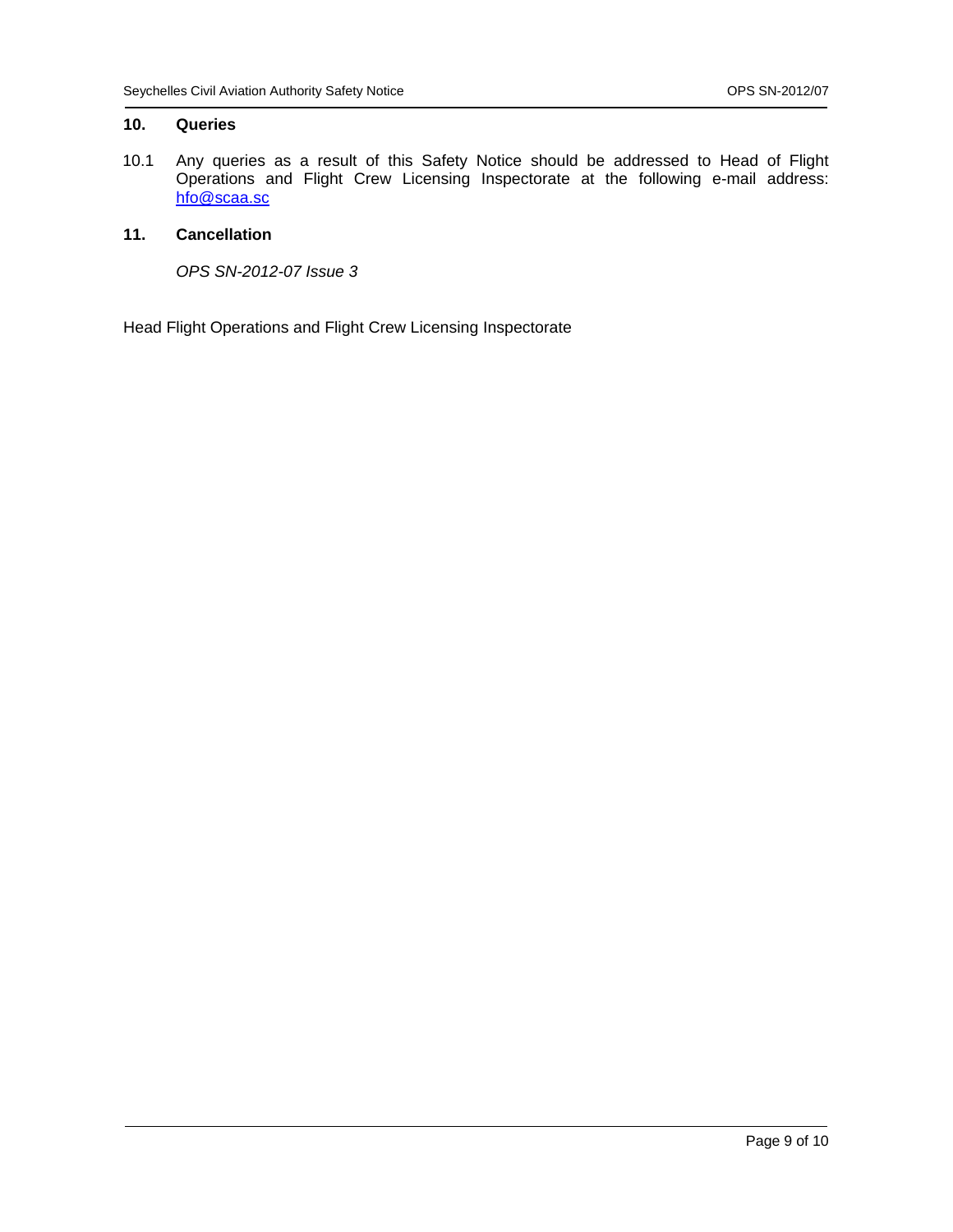## 10. Queries

10.1 Any queries as a result of this Safety Notice should be addressed to Head of Flight Operations and Flight Crew Licensing Inspectorate at the following e-mail address: hfo@scaa.sc

## 11. Cancellation

*OPS SN-2012-07 Issue 3*

Head Flight Operations and Flight Crew Licensing Inspectorate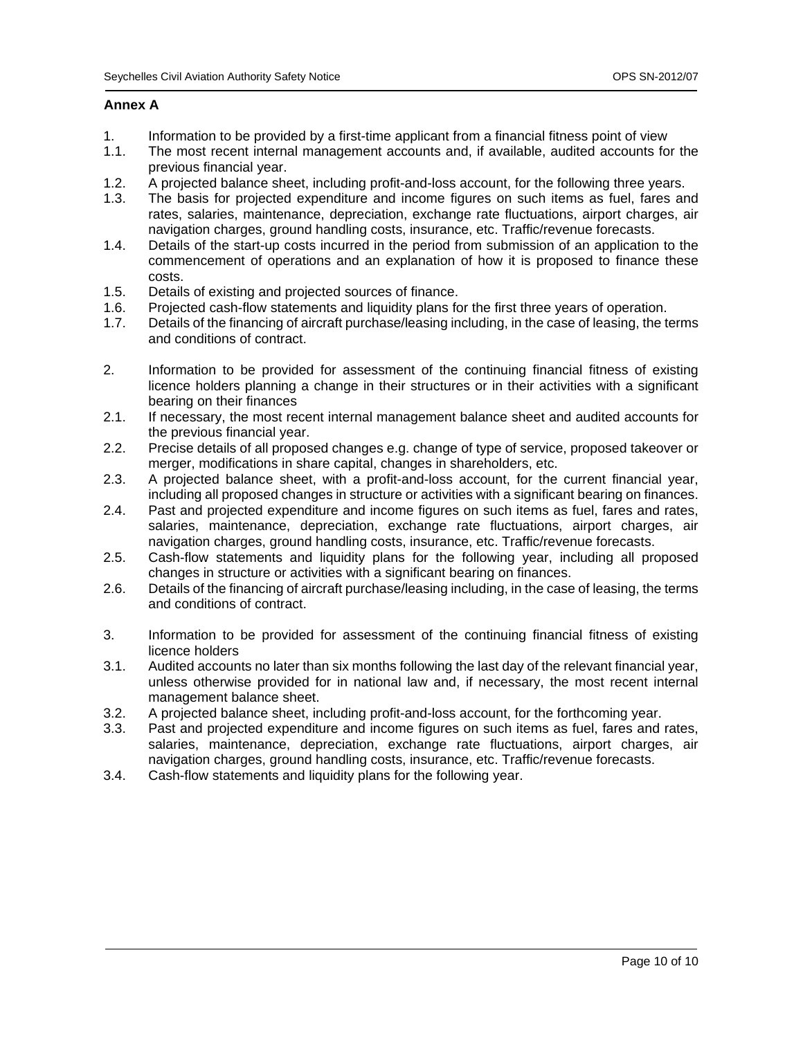**Annex A**

1. Information to be provided by a first-time applicant from a financial fitness point of view

1.1. The most recent internal management accounts and, if available, audited accounts for the previous financial year.

1.2. A projected balance sheet, including profit-and-loss account, for the following three years.

1.3. The basis for projected expenditure and income figures on such items as fuel, fares and rates, salaries, maintenance, depreciation, exchange rate fluctuations, airport charges, air navigation charges, ground handling costs, insurance, etc. Traffic/revenue forecasts.

1.4. Details of the start-up costs incurred in the period from submission of an application to the commencement of operations and an explanation of how it is proposed to finance these costs.

1.5. Details of existing and projected sources of finance.

1.6. Projected cash-flow statements and liquidity plans for the first three years of operation.

1.7. Details of the financing of aircraft purchase/leasing including, in the case of leasing, the terms and conditions of contract.

2. Information to be provided for assessment of the continuing financial fitness of existing licence holders planning a change in their structures or in their activities with a significant bearing on their finances

2.1. If necessary, the most recent internal management balance sheet and audited accounts for the previous financial year.

2.2. Precise details of all proposed changes e.g. change of type of service, proposed takeover or merger, modifications in share capital, changes in shareholders, etc.

2.3. A projected balance sheet, with a profit-and-loss account, for the current financial year, including all proposed changes in structure or activities with a significant bearing on finances.

2.4. Past and projected expenditure and income figures on such items as fuel, fares and rates, salaries, maintenance, depreciation, exchange rate fluctuations, airport charges, air navigation charges, ground handling costs, insurance, etc. Traffic/revenue forecasts.

2.5. Cash-flow statements and liquidity plans for the following year, including all proposed changes in structure or activities with a significant bearing on finances.

2.6. Details of the financing of aircraft purchase/leasing including, in the case of leasing, the terms and conditions of contract.

3. Information to be provided for assessment of the continuing financial fitness of existing licence holders

3.1. Audited accounts no later than six months following the last day of the relevant financial year, unless otherwise provided for in national law and, if necessary, the most recent internal management balance sheet.

3.2. A projected balance sheet, including profit-and-loss account, for the forthcoming year.

3.3. Past and projected expenditure and income figures on such items as fuel, fares and rates, salaries, maintenance, depreciation, exchange rate fluctuations, airport charges, air navigation charges, ground handling costs, insurance, etc. Traffic/revenue forecasts.

3.4. Cash-flow statements and liquidity plans for the following year.